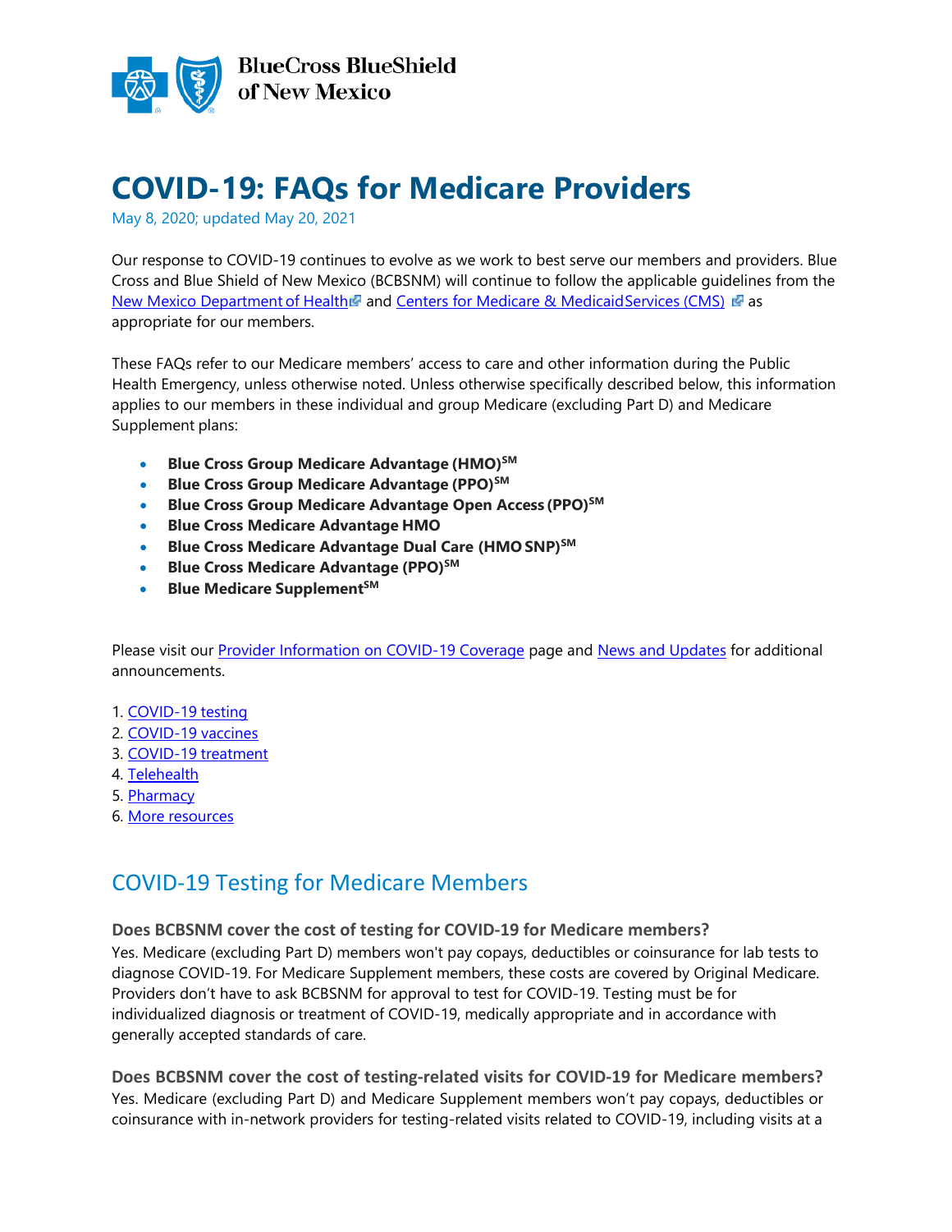BlueCross BlueShield of New Mexico

# COVID-19: FAQs for Medicare Providers

May 8, 2020; updated May 20, 2021

Our response to COVID-19 continues to evolve as we work to best serve our members and providers. Blue Cross and Blue Shield of New Mexico (BCBSNM) will continue to follow the applicable guidelines from the New Mexico Department of Health and Centers for Medicare & Medicaid Services (CMS) as appropriate for our members.

These FAQs refer to our Medicare members' access to care and other information during the Public Health Emergency, unless otherwise noted. Unless otherwise specifically described below, this information applies to our members in these individual and group Medicare (excluding Part D) and Medicare Supplement plans:

- **Blue Cross Group Medicare Advantage (HMO)SM**
- **Blue Cross Group Medicare Advantage (PPO)SM**
- **Blue Cross Group Medicare Advantage Open Access (PPO)SM**
- **Blue Cross Medicare Advantage HMO**
- **Blue Cross Medicare Advantage Dual Care (HMO SNP)SM**
- **Blue Cross Medicare Advantage (PPO)SM**
- **Blue Medicare SupplementSM**

Please visit our Provider Information on COVID-19 Coverage page and News and Updates for additional announcements.

1. COVID-19 testing
2. COVID-19 vaccines
3. COVID-19 treatment
4. Telehealth
5. Pharmacy
6. More resources

## COVID-19 Testing for Medicare Members

### Does BCBSNM cover the cost of testing for COVID-19 for Medicare members?

Yes. Medicare (excluding Part D) members won't pay copays, deductibles or coinsurance for lab tests to diagnose COVID-19. For Medicare Supplement members, these costs are covered by Original Medicare. Providers don't have to ask BCBSNM for approval to test for COVID-19. Testing must be for individualized diagnosis or treatment of COVID-19, medically appropriate and in accordance with generally accepted standards of care.

### Does BCBSNM cover the cost of testing-related visits for COVID-19 for Medicare members?

Yes. Medicare (excluding Part D) and Medicare Supplement members won't pay copays, deductibles or coinsurance with in-network providers for testing-related visits related to COVID-19, including visits at a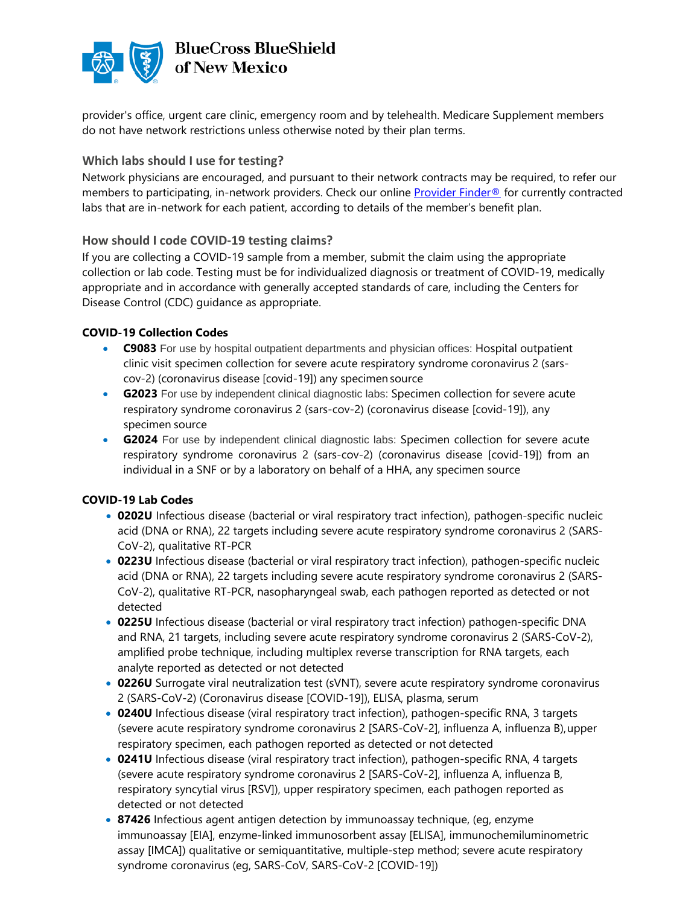provider's office, urgent care clinic, emergency room and by telehealth. Medicare Supplement members do not have network restrictions unless otherwise noted by their plan terms.

### Which labs should I use for testing?

Network physicians are encouraged, and pursuant to their network contracts may be required, to refer our members to participating, in-network providers. Check our online Provider Finder® for currently contracted labs that are in-network for each patient, according to details of the member's benefit plan.

### How should I code COVID-19 testing claims?

If you are collecting a COVID-19 sample from a member, submit the claim using the appropriate collection or lab code. Testing must be for individualized diagnosis or treatment of COVID-19, medically appropriate and in accordance with generally accepted standards of care, including the Centers for Disease Control (CDC) guidance as appropriate.

**COVID-19 Collection Codes**

- **C9083** For use by hospital outpatient departments and physician offices: Hospital outpatient clinic visit specimen collection for severe acute respiratory syndrome coronavirus 2 (sars-cov-2) (coronavirus disease [covid-19]) any specimen source
- **G2023** For use by independent clinical diagnostic labs: Specimen collection for severe acute respiratory syndrome coronavirus 2 (sars-cov-2) (coronavirus disease [covid-19]), any specimen source
- **G2024** For use by independent clinical diagnostic labs: Specimen collection for severe acute respiratory syndrome coronavirus 2 (sars-cov-2) (coronavirus disease [covid-19]) from an individual in a SNF or by a laboratory on behalf of a HHA, any specimen source

**COVID-19 Lab Codes**

- **0202U** Infectious disease (bacterial or viral respiratory tract infection), pathogen-specific nucleic acid (DNA or RNA), 22 targets including severe acute respiratory syndrome coronavirus 2 (SARS-CoV-2), qualitative RT-PCR
- **0223U** Infectious disease (bacterial or viral respiratory tract infection), pathogen-specific nucleic acid (DNA or RNA), 22 targets including severe acute respiratory syndrome coronavirus 2 (SARS-CoV-2), qualitative RT-PCR, nasopharyngeal swab, each pathogen reported as detected or not detected
- **0225U** Infectious disease (bacterial or viral respiratory tract infection) pathogen-specific DNA and RNA, 21 targets, including severe acute respiratory syndrome coronavirus 2 (SARS-CoV-2), amplified probe technique, including multiplex reverse transcription for RNA targets, each analyte reported as detected or not detected
- **0226U** Surrogate viral neutralization test (sVNT), severe acute respiratory syndrome coronavirus 2 (SARS-CoV-2) (Coronavirus disease [COVID-19]), ELISA, plasma, serum
- **0240U** Infectious disease (viral respiratory tract infection), pathogen-specific RNA, 3 targets (severe acute respiratory syndrome coronavirus 2 [SARS-CoV-2], influenza A, influenza B), upper respiratory specimen, each pathogen reported as detected or not detected
- **0241U** Infectious disease (viral respiratory tract infection), pathogen-specific RNA, 4 targets (severe acute respiratory syndrome coronavirus 2 [SARS-CoV-2], influenza A, influenza B, respiratory syncytial virus [RSV]), upper respiratory specimen, each pathogen reported as detected or not detected
- **87426** Infectious agent antigen detection by immunoassay technique, (eg, enzyme immunoassay [EIA], enzyme-linked immunosorbent assay [ELISA], immunochemiluminometric assay [IMCA]) qualitative or semiquantitative, multiple-step method; severe acute respiratory syndrome coronavirus (eg, SARS-CoV, SARS-CoV-2 [COVID-19])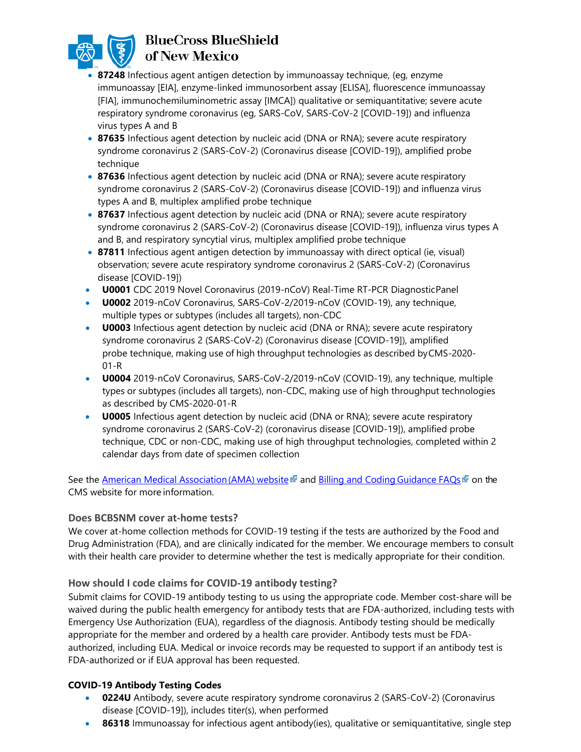- **87248** Infectious agent antigen detection by immunoassay technique, (eg, enzyme immunoassay [EIA], enzyme-linked immunosorbent assay [ELISA], fluorescence immunoassay [FIA], immunochemiluminometric assay [IMCA]) qualitative or semiquantitative; severe acute respiratory syndrome coronavirus (eg, SARS-CoV, SARS-CoV-2 [COVID-19]) and influenza virus types A and B
- **87635** Infectious agent detection by nucleic acid (DNA or RNA); severe acute respiratory syndrome coronavirus 2 (SARS-CoV-2) (Coronavirus disease [COVID-19]), amplified probe technique
- **87636** Infectious agent detection by nucleic acid (DNA or RNA); severe acute respiratory syndrome coronavirus 2 (SARS-CoV-2) (Coronavirus disease [COVID-19]) and influenza virus types A and B, multiplex amplified probe technique
- **87637** Infectious agent detection by nucleic acid (DNA or RNA); severe acute respiratory syndrome coronavirus 2 (SARS-CoV-2) (Coronavirus disease [COVID-19]), influenza virus types A and B, and respiratory syncytial virus, multiplex amplified probe technique
- **87811** Infectious agent antigen detection by immunoassay with direct optical (ie, visual) observation; severe acute respiratory syndrome coronavirus 2 (SARS-CoV-2) (Coronavirus disease [COVID-19])
- **U0001** CDC 2019 Novel Coronavirus (2019-nCoV) Real-Time RT-PCR Diagnostic Panel
- **U0002** 2019-nCoV Coronavirus, SARS-CoV-2/2019-nCoV (COVID-19), any technique, multiple types or subtypes (includes all targets), non-CDC
- **U0003** Infectious agent detection by nucleic acid (DNA or RNA); severe acute respiratory syndrome coronavirus 2 (SARS-CoV-2) (Coronavirus disease [COVID-19]), amplified probe technique, making use of high throughput technologies as described by CMS-2020-01-R
- **U0004** 2019-nCoV Coronavirus, SARS-CoV-2/2019-nCoV (COVID-19), any technique, multiple types or subtypes (includes all targets), non-CDC, making use of high throughput technologies as described by CMS-2020-01-R
- **U0005** Infectious agent detection by nucleic acid (DNA or RNA); severe acute respiratory syndrome coronavirus 2 (SARS-CoV-2) (coronavirus disease [COVID-19]), amplified probe technique, CDC or non-CDC, making use of high throughput technologies, completed within 2 calendar days from date of specimen collection

See the American Medical Association (AMA) website and Billing and Coding Guidance FAQs on the CMS website for more information.

### Does BCBSNM cover at-home tests?

We cover at-home collection methods for COVID-19 testing if the tests are authorized by the Food and Drug Administration (FDA), and are clinically indicated for the member. We encourage members to consult with their health care provider to determine whether the test is medically appropriate for their condition.

### How should I code claims for COVID-19 antibody testing?

Submit claims for COVID-19 antibody testing to us using the appropriate code. Member cost-share will be waived during the public health emergency for antibody tests that are FDA-authorized, including tests with Emergency Use Authorization (EUA), regardless of the diagnosis. Antibody testing should be medically appropriate for the member and ordered by a health care provider. Antibody tests must be FDA-authorized, including EUA. Medical or invoice records may be requested to support if an antibody test is FDA-authorized or if EUA approval has been requested.

**COVID-19 Antibody Testing Codes**

- **0224U** Antibody, severe acute respiratory syndrome coronavirus 2 (SARS-CoV-2) (Coronavirus disease [COVID-19]), includes titer(s), when performed
- **86318** Immunoassay for infectious agent antibody(ies), qualitative or semiquantitative, single step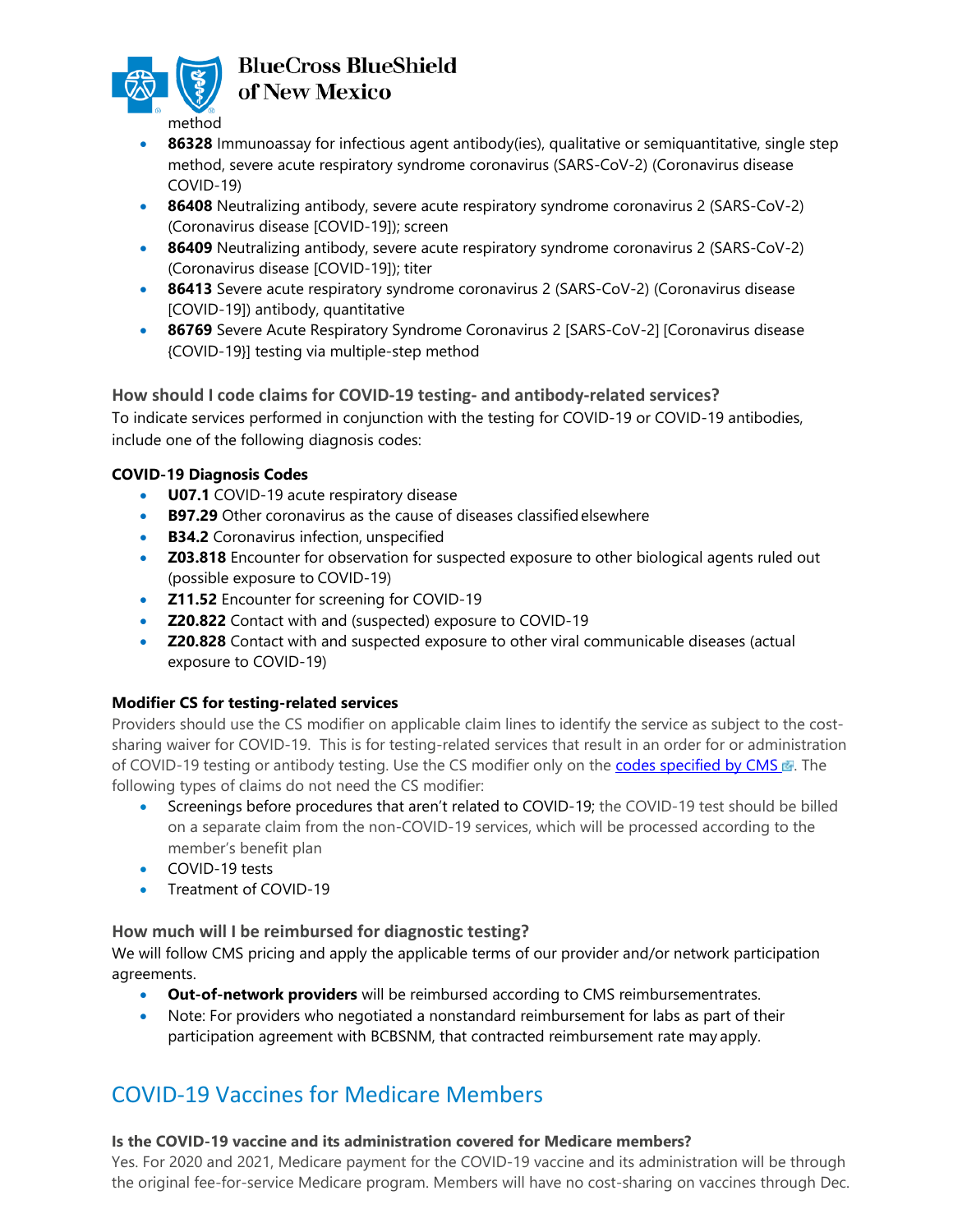method

- **86328** Immunoassay for infectious agent antibody(ies), qualitative or semiquantitative, single step method, severe acute respiratory syndrome coronavirus (SARS-CoV-2) (Coronavirus disease COVID-19)
- **86408** Neutralizing antibody, severe acute respiratory syndrome coronavirus 2 (SARS-CoV-2) (Coronavirus disease [COVID-19]); screen
- **86409** Neutralizing antibody, severe acute respiratory syndrome coronavirus 2 (SARS-CoV-2) (Coronavirus disease [COVID-19]); titer
- **86413** Severe acute respiratory syndrome coronavirus 2 (SARS-CoV-2) (Coronavirus disease [COVID-19]) antibody, quantitative
- **86769** Severe Acute Respiratory Syndrome Coronavirus 2 [SARS-CoV-2] [Coronavirus disease {COVID-19}] testing via multiple-step method

### How should I code claims for COVID-19 testing- and antibody-related services?

To indicate services performed in conjunction with the testing for COVID-19 or COVID-19 antibodies, include one of the following diagnosis codes:

**COVID-19 Diagnosis Codes**

- **U07.1** COVID-19 acute respiratory disease
- **B97.29** Other coronavirus as the cause of diseases classified elsewhere
- **B34.2** Coronavirus infection, unspecified
- **Z03.818** Encounter for observation for suspected exposure to other biological agents ruled out (possible exposure to COVID-19)
- **Z11.52** Encounter for screening for COVID-19
- **Z20.822** Contact with and (suspected) exposure to COVID-19
- **Z20.828** Contact with and suspected exposure to other viral communicable diseases (actual exposure to COVID-19)

**Modifier CS for testing-related services**

Providers should use the CS modifier on applicable claim lines to identify the service as subject to the cost-sharing waiver for COVID-19. This is for testing-related services that result in an order for or administration of COVID-19 testing or antibody testing. Use the CS modifier only on the codes specified by CMS. The following types of claims do not need the CS modifier:

- Screenings before procedures that aren't related to COVID-19; the COVID-19 test should be billed on a separate claim from the non-COVID-19 services, which will be processed according to the member's benefit plan
- COVID-19 tests
- Treatment of COVID-19

### How much will I be reimbursed for diagnostic testing?

We will follow CMS pricing and apply the applicable terms of our provider and/or network participation agreements.

- **Out-of-network providers** will be reimbursed according to CMS reimbursement rates.
- Note: For providers who negotiated a nonstandard reimbursement for labs as part of their participation agreement with BCBSNM, that contracted reimbursement rate may apply.

## COVID-19 Vaccines for Medicare Members

**Is the COVID-19 vaccine and its administration covered for Medicare members?**

Yes. For 2020 and 2021, Medicare payment for the COVID-19 vaccine and its administration will be through the original fee-for-service Medicare program. Members will have no cost-sharing on vaccines through Dec.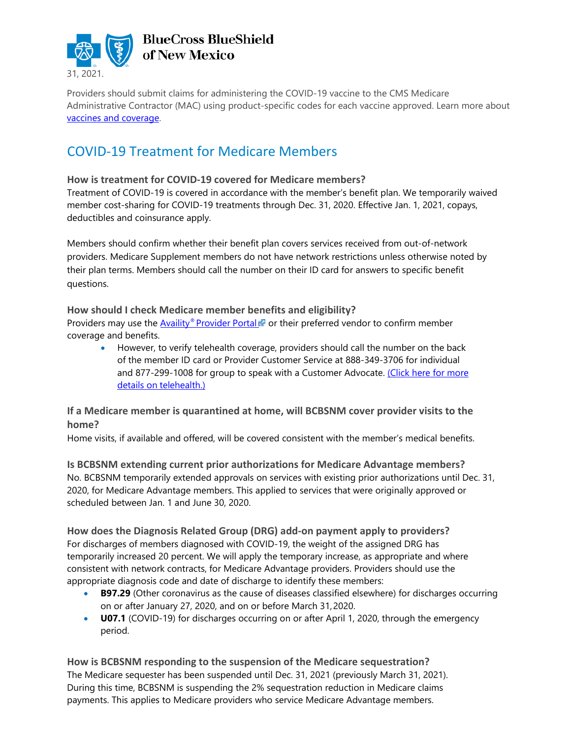31, 2021.

Providers should submit claims for administering the COVID-19 vaccine to the CMS Medicare Administrative Contractor (MAC) using product-specific codes for each vaccine approved. Learn more about vaccines and coverage.

## COVID-19 Treatment for Medicare Members

### How is treatment for COVID-19 covered for Medicare members?

Treatment of COVID-19 is covered in accordance with the member's benefit plan. We temporarily waived member cost-sharing for COVID-19 treatments through Dec. 31, 2020. Effective Jan. 1, 2021, copays, deductibles and coinsurance apply.

Members should confirm whether their benefit plan covers services received from out-of-network providers. Medicare Supplement members do not have network restrictions unless otherwise noted by their plan terms. Members should call the number on their ID card for answers to specific benefit questions.

### How should I check Medicare member benefits and eligibility?

Providers may use the Availity® Provider Portal or their preferred vendor to confirm member coverage and benefits.

- However, to verify telehealth coverage, providers should call the number on the back of the member ID card or Provider Customer Service at 888-349-3706 for individual and 877-299-1008 for group to speak with a Customer Advocate. (Click here for more details on telehealth.)

### If a Medicare member is quarantined at home, will BCBSNM cover provider visits to the home?

Home visits, if available and offered, will be covered consistent with the member's medical benefits.

### Is BCBSNM extending current prior authorizations for Medicare Advantage members?

No. BCBSNM temporarily extended approvals on services with existing prior authorizations until Dec. 31, 2020, for Medicare Advantage members. This applied to services that were originally approved or scheduled between Jan. 1 and June 30, 2020.

### How does the Diagnosis Related Group (DRG) add-on payment apply to providers?

For discharges of members diagnosed with COVID-19, the weight of the assigned DRG has temporarily increased 20 percent. We will apply the temporary increase, as appropriate and where consistent with network contracts, for Medicare Advantage providers. Providers should use the appropriate diagnosis code and date of discharge to identify these members:

- **B97.29** (Other coronavirus as the cause of diseases classified elsewhere) for discharges occurring on or after January 27, 2020, and on or before March 31, 2020.
- **U07.1** (COVID-19) for discharges occurring on or after April 1, 2020, through the emergency period.

### How is BCBSNM responding to the suspension of the Medicare sequestration?

The Medicare sequester has been suspended until Dec. 31, 2021 (previously March 31, 2021). During this time, BCBSNM is suspending the 2% sequestration reduction in Medicare claims payments. This applies to Medicare providers who service Medicare Advantage members.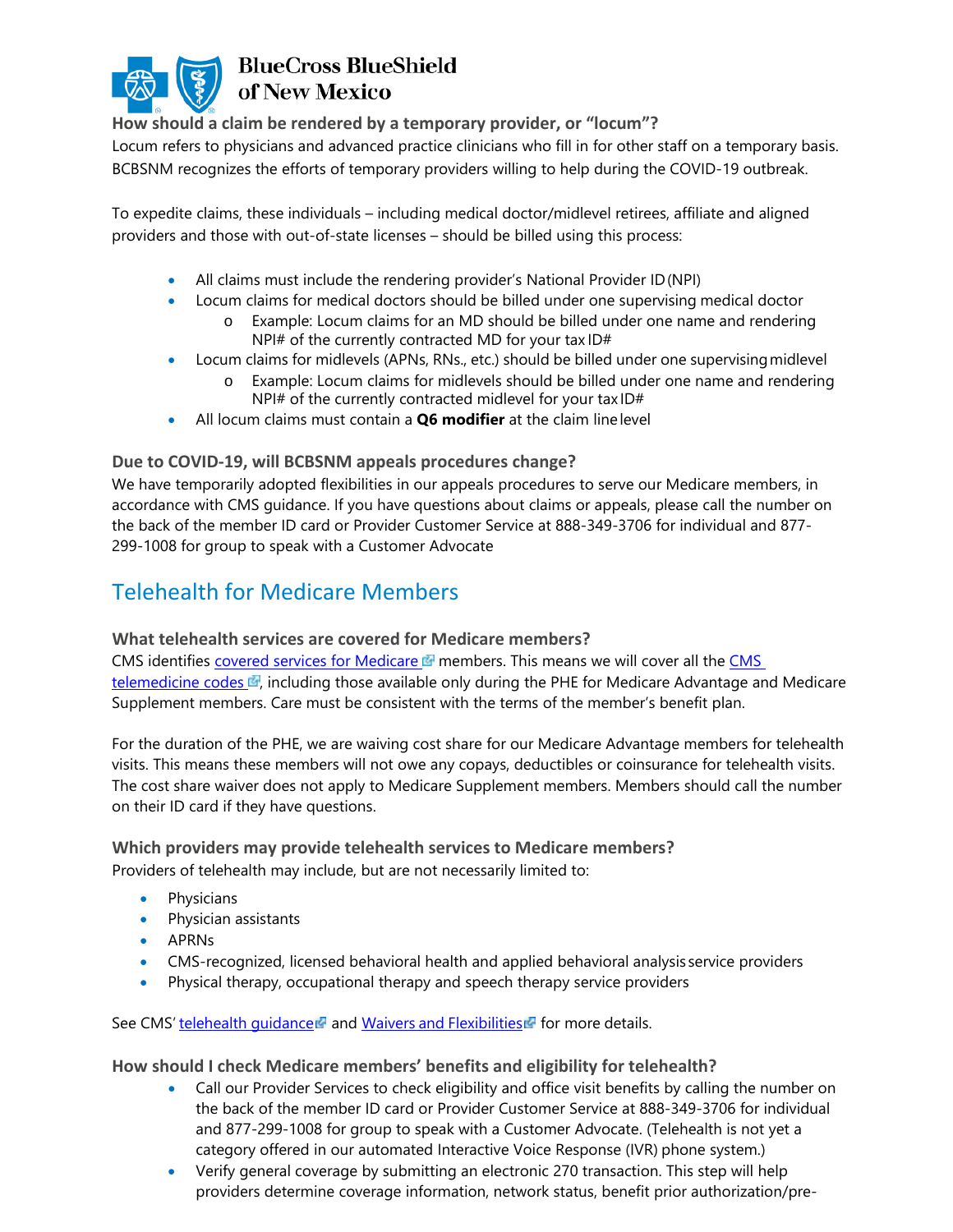### How should a claim be rendered by a temporary provider, or "locum"?

Locum refers to physicians and advanced practice clinicians who fill in for other staff on a temporary basis. BCBSNM recognizes the efforts of temporary providers willing to help during the COVID-19 outbreak.

To expedite claims, these individuals – including medical doctor/midlevel retirees, affiliate and aligned providers and those with out-of-state licenses – should be billed using this process:

- All claims must include the rendering provider's National Provider ID (NPI)
- Locum claims for medical doctors should be billed under one supervising medical doctor
  - Example: Locum claims for an MD should be billed under one name and rendering NPI# of the currently contracted MD for your tax ID#
- Locum claims for midlevels (APNs, RNs., etc.) should be billed under one supervising midlevel
  - Example: Locum claims for midlevels should be billed under one name and rendering NPI# of the currently contracted midlevel for your tax ID#
- All locum claims must contain a **Q6 modifier** at the claim line level

### Due to COVID-19, will BCBSNM appeals procedures change?

We have temporarily adopted flexibilities in our appeals procedures to serve our Medicare members, in accordance with CMS guidance. If you have questions about claims or appeals, please call the number on the back of the member ID card or Provider Customer Service at 888-349-3706 for individual and 877-299-1008 for group to speak with a Customer Advocate

## Telehealth for Medicare Members

### What telehealth services are covered for Medicare members?

CMS identifies covered services for Medicare members. This means we will cover all the CMS telemedicine codes, including those available only during the PHE for Medicare Advantage and Medicare Supplement members. Care must be consistent with the terms of the member's benefit plan.

For the duration of the PHE, we are waiving cost share for our Medicare Advantage members for telehealth visits. This means these members will not owe any copays, deductibles or coinsurance for telehealth visits. The cost share waiver does not apply to Medicare Supplement members. Members should call the number on their ID card if they have questions.

### Which providers may provide telehealth services to Medicare members?

Providers of telehealth may include, but are not necessarily limited to:

- Physicians
- Physician assistants
- APRNs
- CMS-recognized, licensed behavioral health and applied behavioral analysis service providers
- Physical therapy, occupational therapy and speech therapy service providers

See CMS' telehealth guidance and Waivers and Flexibilities for more details.

### How should I check Medicare members' benefits and eligibility for telehealth?

- Call our Provider Services to check eligibility and office visit benefits by calling the number on the back of the member ID card or Provider Customer Service at 888-349-3706 for individual and 877-299-1008 for group to speak with a Customer Advocate. (Telehealth is not yet a category offered in our automated Interactive Voice Response (IVR) phone system.)
- Verify general coverage by submitting an electronic 270 transaction. This step will help providers determine coverage information, network status, benefit prior authorization/pre-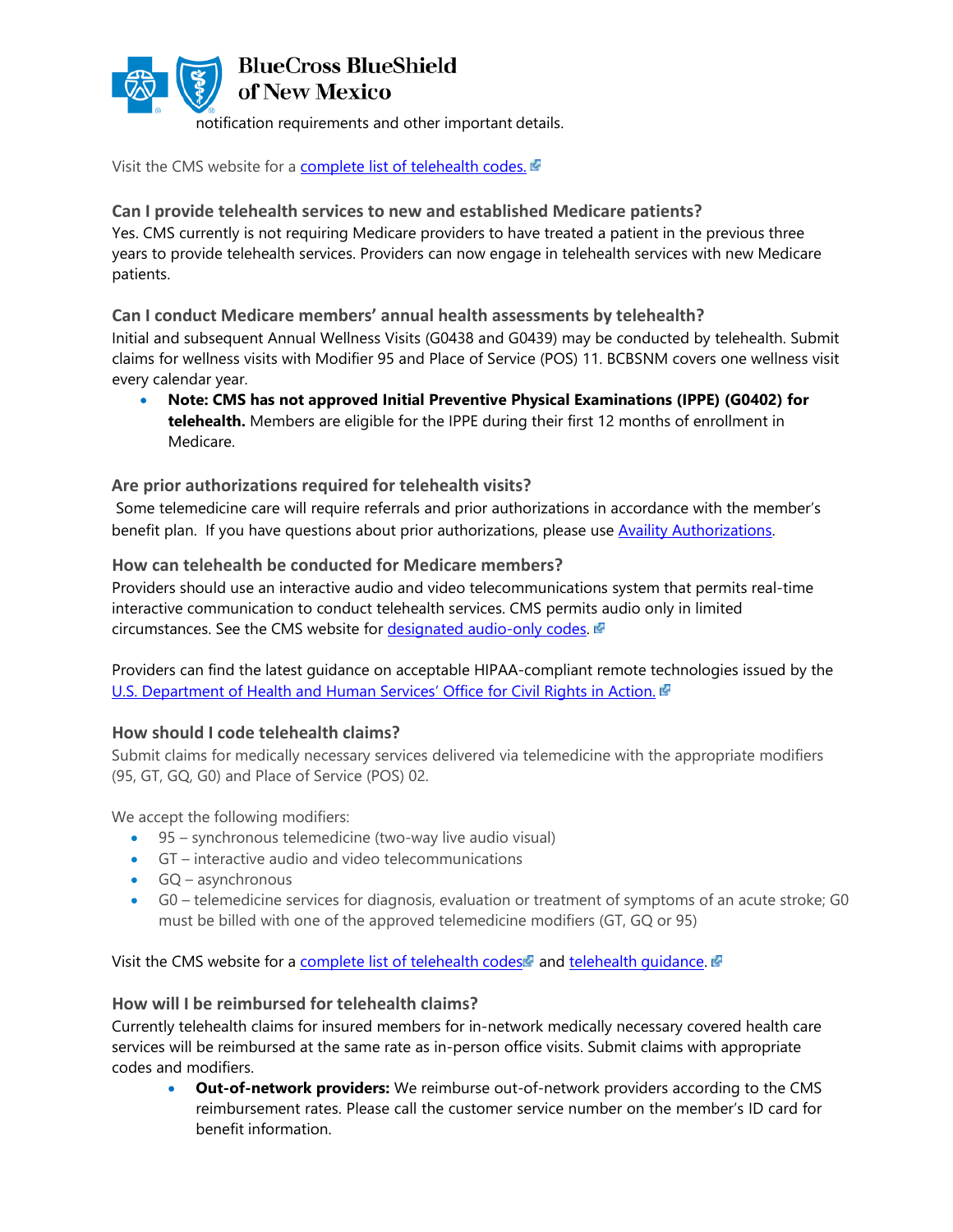notification requirements and other important details.

Visit the CMS website for a complete list of telehealth codes.

### Can I provide telehealth services to new and established Medicare patients?

Yes. CMS currently is not requiring Medicare providers to have treated a patient in the previous three years to provide telehealth services. Providers can now engage in telehealth services with new Medicare patients.

### Can I conduct Medicare members' annual health assessments by telehealth?

Initial and subsequent Annual Wellness Visits (G0438 and G0439) may be conducted by telehealth. Submit claims for wellness visits with Modifier 95 and Place of Service (POS) 11. BCBSNM covers one wellness visit every calendar year.

- **Note: CMS has not approved Initial Preventive Physical Examinations (IPPE) (G0402) for telehealth.** Members are eligible for the IPPE during their first 12 months of enrollment in Medicare.

### Are prior authorizations required for telehealth visits?

Some telemedicine care will require referrals and prior authorizations in accordance with the member's benefit plan. If you have questions about prior authorizations, please use Availity Authorizations.

### How can telehealth be conducted for Medicare members?

Providers should use an interactive audio and video telecommunications system that permits real-time interactive communication to conduct telehealth services. CMS permits audio only in limited circumstances. See the CMS website for designated audio-only codes.

Providers can find the latest guidance on acceptable HIPAA-compliant remote technologies issued by the U.S. Department of Health and Human Services' Office for Civil Rights in Action.

### How should I code telehealth claims?

Submit claims for medically necessary services delivered via telemedicine with the appropriate modifiers (95, GT, GQ, G0) and Place of Service (POS) 02.

We accept the following modifiers:

- 95 – synchronous telemedicine (two-way live audio visual)
- GT – interactive audio and video telecommunications
- GQ – asynchronous
- G0 – telemedicine services for diagnosis, evaluation or treatment of symptoms of an acute stroke; G0 must be billed with one of the approved telemedicine modifiers (GT, GQ or 95)

Visit the CMS website for a complete list of telehealth codes and telehealth guidance.

### How will I be reimbursed for telehealth claims?

Currently telehealth claims for insured members for in-network medically necessary covered health care services will be reimbursed at the same rate as in-person office visits. Submit claims with appropriate codes and modifiers.

- **Out-of-network providers:** We reimburse out-of-network providers according to the CMS reimbursement rates. Please call the customer service number on the member's ID card for benefit information.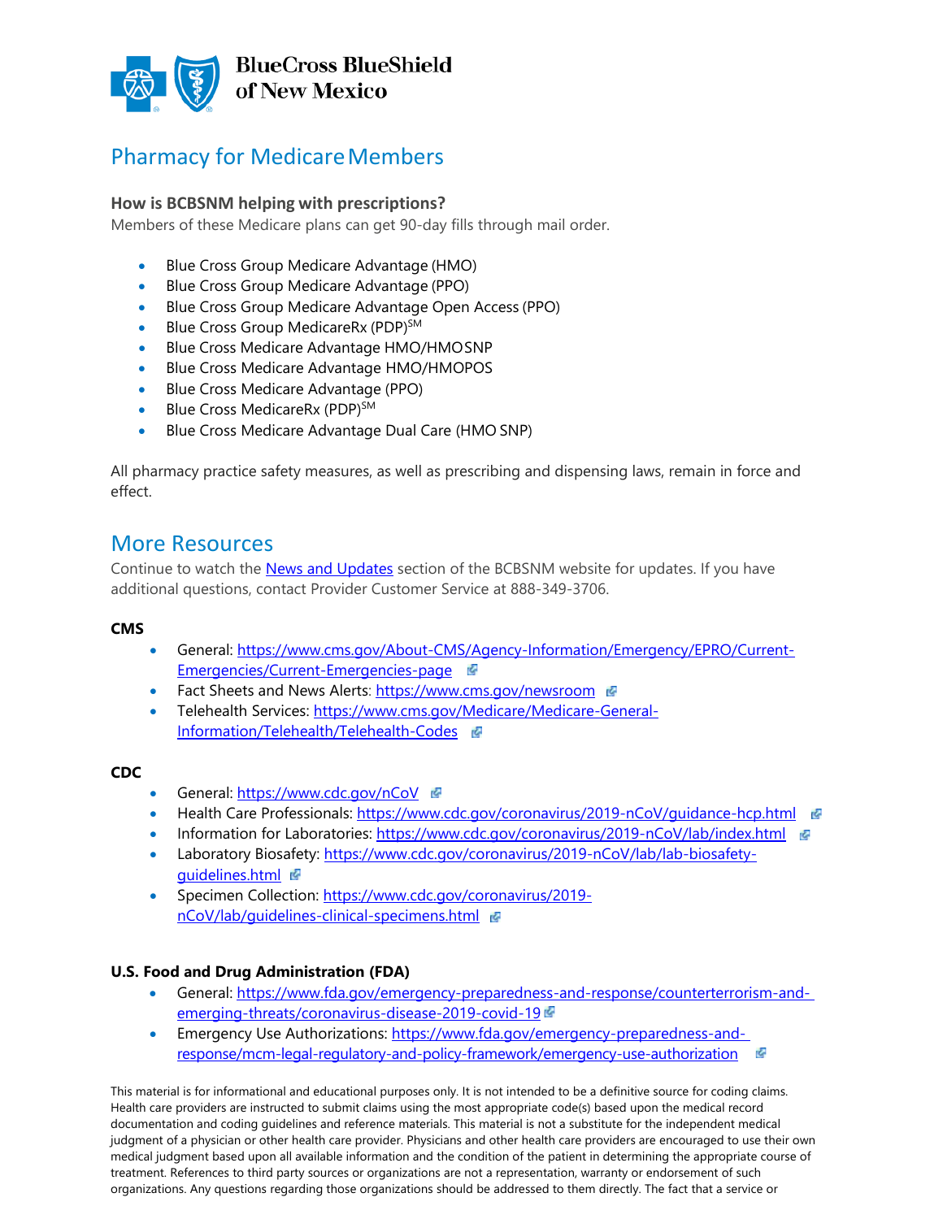BlueCross BlueShield of New Mexico

## Pharmacy for Medicare Members

**How is BCBSNM helping with prescriptions?**

Members of these Medicare plans can get 90-day fills through mail order.

- Blue Cross Group Medicare Advantage (HMO)
- Blue Cross Group Medicare Advantage (PPO)
- Blue Cross Group Medicare Advantage Open Access (PPO)
- Blue Cross Group MedicareRx (PDP)SM
- Blue Cross Medicare Advantage HMO/HMO SNP
- Blue Cross Medicare Advantage HMO/HMO POS
- Blue Cross Medicare Advantage (PPO)
- Blue Cross MedicareRx (PDP)SM
- Blue Cross Medicare Advantage Dual Care (HMO SNP)

All pharmacy practice safety measures, as well as prescribing and dispensing laws, remain in force and effect.

## More Resources

Continue to watch the News and Updates section of the BCBSNM website for updates. If you have additional questions, contact Provider Customer Service at 888-349-3706.

**CMS**

- General: https://www.cms.gov/About-CMS/Agency-Information/Emergency/EPRO/Current-Emergencies/Current-Emergencies-page
- Fact Sheets and News Alerts: https://www.cms.gov/newsroom
- Telehealth Services: https://www.cms.gov/Medicare/Medicare-General-Information/Telehealth/Telehealth-Codes

**CDC**

- General: https://www.cdc.gov/nCoV
- Health Care Professionals: https://www.cdc.gov/coronavirus/2019-nCoV/guidance-hcp.html
- Information for Laboratories: https://www.cdc.gov/coronavirus/2019-nCoV/lab/index.html
- Laboratory Biosafety: https://www.cdc.gov/coronavirus/2019-nCoV/lab/lab-biosafety-guidelines.html
- Specimen Collection: https://www.cdc.gov/coronavirus/2019-nCoV/lab/guidelines-clinical-specimens.html

**U.S. Food and Drug Administration (FDA)**

- General: https://www.fda.gov/emergency-preparedness-and-response/counterterrorism-and-emerging-threats/coronavirus-disease-2019-covid-19
- Emergency Use Authorizations: https://www.fda.gov/emergency-preparedness-and-response/mcm-legal-regulatory-and-policy-framework/emergency-use-authorization

This material is for informational and educational purposes only. It is not intended to be a definitive source for coding claims. Health care providers are instructed to submit claims using the most appropriate code(s) based upon the medical record documentation and coding guidelines and reference materials. This material is not a substitute for the independent medical judgment of a physician or other health care provider. Physicians and other health care providers are encouraged to use their own medical judgment based upon all available information and the condition of the patient in determining the appropriate course of treatment. References to third party sources or organizations are not a representation, warranty or endorsement of such organizations. Any questions regarding those organizations should be addressed to them directly. The fact that a service or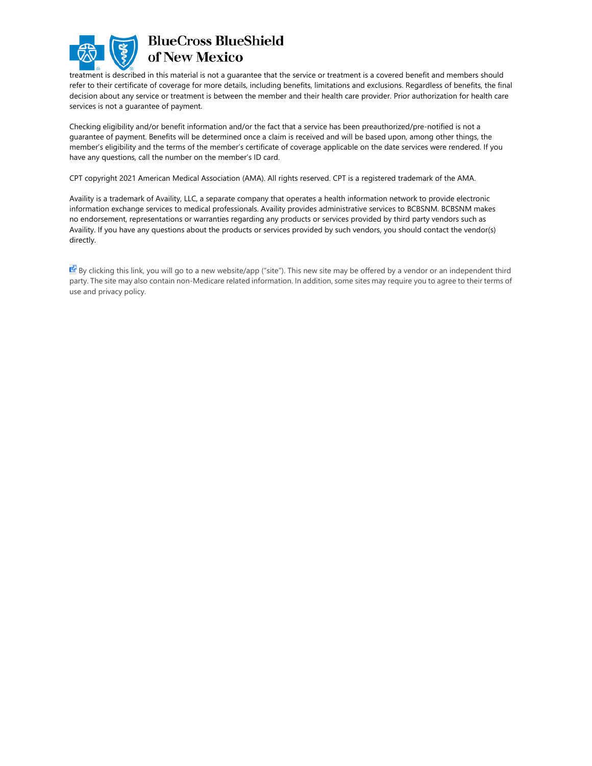treatment is described in this material is not a guarantee that the service or treatment is a covered benefit and members should refer to their certificate of coverage for more details, including benefits, limitations and exclusions. Regardless of benefits, the final decision about any service or treatment is between the member and their health care provider. Prior authorization for health care services is not a guarantee of payment.

Checking eligibility and/or benefit information and/or the fact that a service has been preauthorized/pre-notified is not a guarantee of payment. Benefits will be determined once a claim is received and will be based upon, among other things, the member's eligibility and the terms of the member's certificate of coverage applicable on the date services were rendered. If you have any questions, call the number on the member's ID card.

CPT copyright 2021 American Medical Association (AMA). All rights reserved. CPT is a registered trademark of the AMA.

Availity is a trademark of Availity, LLC, a separate company that operates a health information network to provide electronic information exchange services to medical professionals. Availity provides administrative services to BCBSNM. BCBSNM makes no endorsement, representations or warranties regarding any products or services provided by third party vendors such as Availity. If you have any questions about the products or services provided by such vendors, you should contact the vendor(s) directly.

By clicking this link, you will go to a new website/app ("site"). This new site may be offered by a vendor or an independent third party. The site may also contain non-Medicare related information. In addition, some sites may require you to agree to their terms of use and privacy policy.